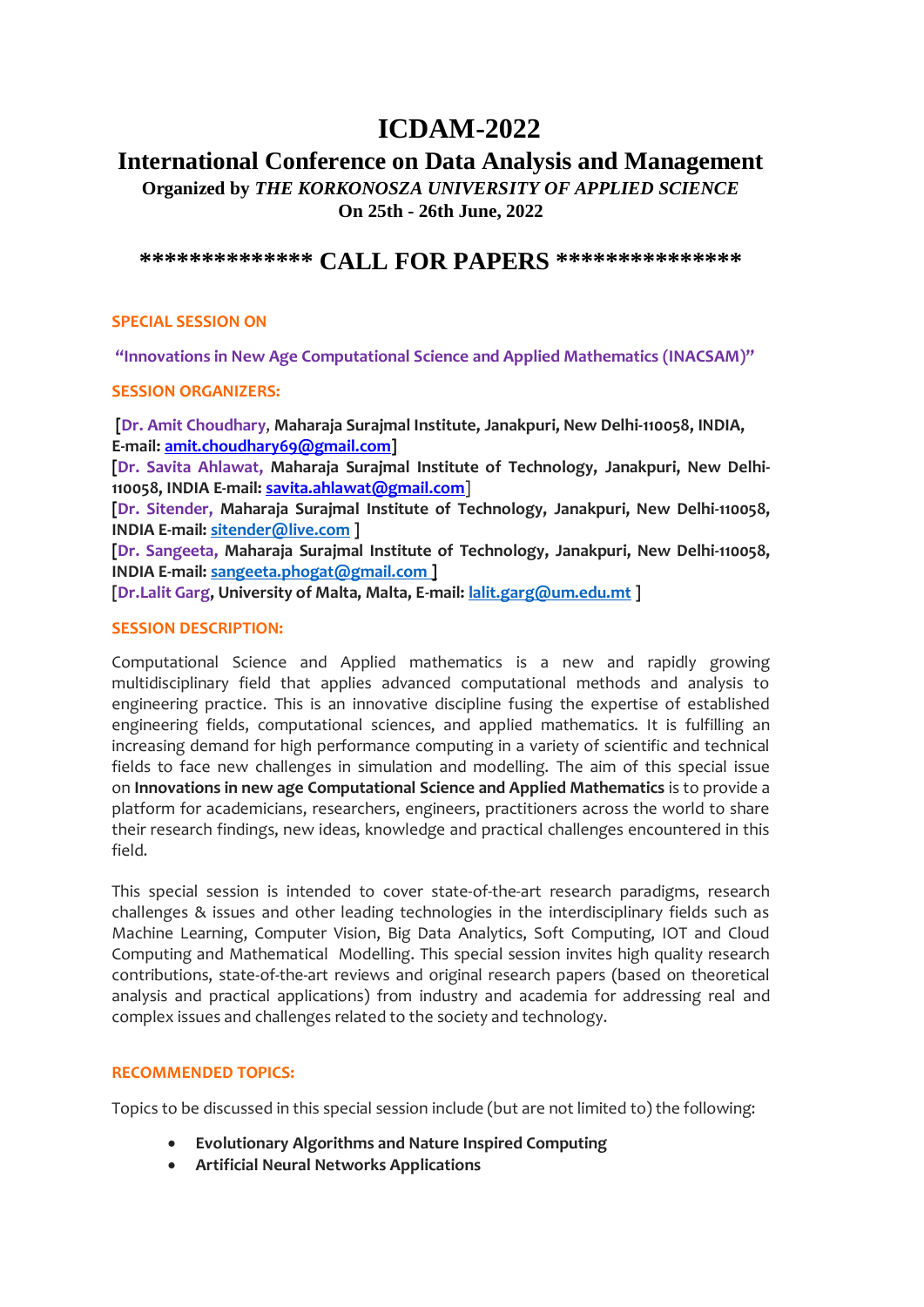# ICDAM-2022

## International Conference on Data Analysis and Management

**Organized by *THE KORKONOSZA UNIVERSITY OF APPLIED SCIENCE***

**On 25th - 26th June, 2022**

## ************** CALL FOR PAPERS ***************

**SPECIAL SESSION ON**

**"Innovations in New Age Computational Science and Applied Mathematics (INACSAM)"**

**SESSION ORGANIZERS:**

[**Dr. Amit Choudhary, Maharaja Surajmal Institute, Janakpuri, New Delhi-110058, INDIA, E-mail: amit.choudhary69@gmail.com**]
[**Dr. Savita Ahlawat, Maharaja Surajmal Institute of Technology, Janakpuri, New Delhi-110058, INDIA E-mail: savita.ahlawat@gmail.com**]
[**Dr. Sitender, Maharaja Surajmal Institute of Technology, Janakpuri, New Delhi-110058, INDIA E-mail: sitender@live.com** ]
[**Dr. Sangeeta, Maharaja Surajmal Institute of Technology, Janakpuri, New Delhi-110058, INDIA E-mail: sangeeta.phogat@gmail.com** ]
[**Dr.Lalit Garg, University of Malta, Malta, E-mail: lalit.garg@um.edu.mt** ]

**SESSION DESCRIPTION:**

Computational Science and Applied mathematics is a new and rapidly growing multidisciplinary field that applies advanced computational methods and analysis to engineering practice. This is an innovative discipline fusing the expertise of established engineering fields, computational sciences, and applied mathematics. It is fulfilling an increasing demand for high performance computing in a variety of scientific and technical fields to face new challenges in simulation and modelling. The aim of this special issue on **Innovations in new age Computational Science and Applied Mathematics** is to provide a platform for academicians, researchers, engineers, practitioners across the world to share their research findings, new ideas, knowledge and practical challenges encountered in this field.

This special session is intended to cover state-of-the-art research paradigms, research challenges & issues and other leading technologies in the interdisciplinary fields such as Machine Learning, Computer Vision, Big Data Analytics, Soft Computing, IOT and Cloud Computing and Mathematical Modelling. This special session invites high quality research contributions, state-of-the-art reviews and original research papers (based on theoretical analysis and practical applications) from industry and academia for addressing real and complex issues and challenges related to the society and technology.

**RECOMMENDED TOPICS:**

Topics to be discussed in this special session include (but are not limited to) the following:

- **Evolutionary Algorithms and Nature Inspired Computing**
- **Artificial Neural Networks Applications**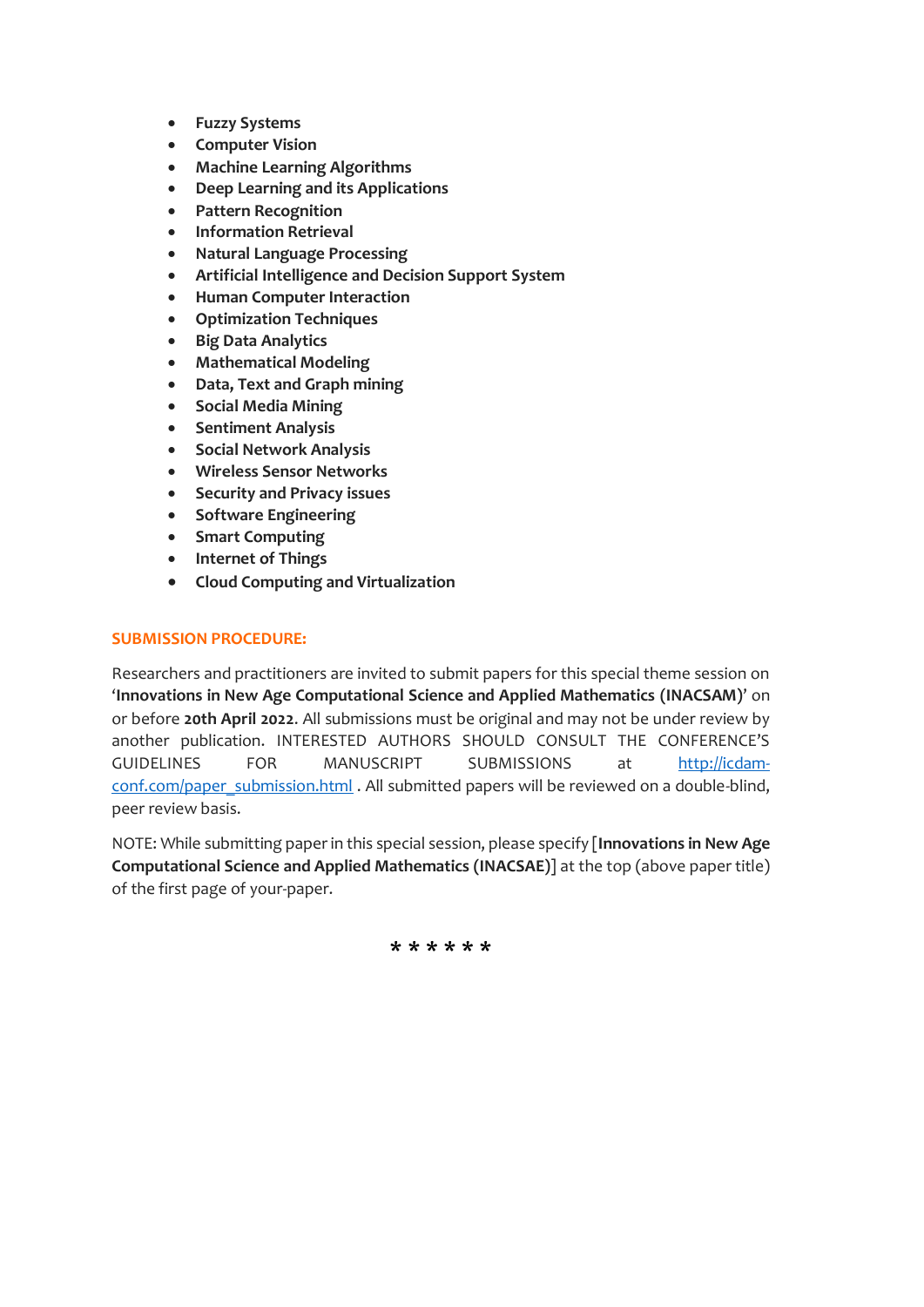- **Fuzzy Systems**
- **Computer Vision**
- **Machine Learning Algorithms**
- **Deep Learning and its Applications**
- **Pattern Recognition**
- **Information Retrieval**
- **Natural Language Processing**
- **Artificial Intelligence and Decision Support System**
- **Human Computer Interaction**
- **Optimization Techniques**
- **Big Data Analytics**
- **Mathematical Modeling**
- **Data, Text and Graph mining**
- **Social Media Mining**
- **Sentiment Analysis**
- **Social Network Analysis**
- **Wireless Sensor Networks**
- **Security and Privacy issues**
- **Software Engineering**
- **Smart Computing**
- **Internet of Things**
- **Cloud Computing and Virtualization**

**SUBMISSION PROCEDURE:**

Researchers and practitioners are invited to submit papers for this special theme session on '**Innovations in New Age Computational Science and Applied Mathematics (INACSAM)**' on or before **20th April 2022**. All submissions must be original and may not be under review by another publication. INTERESTED AUTHORS SHOULD CONSULT THE CONFERENCE'S GUIDELINES FOR MANUSCRIPT SUBMISSIONS at [http://icdam-conf.com/paper_submission.html](http://icdam-conf.com/paper_submission.html) . All submitted papers will be reviewed on a double-blind, peer review basis.

NOTE: While submitting paper in this special session, please specify [**Innovations in New Age Computational Science and Applied Mathematics (INACSAE)**] at the top (above paper title) of the first page of your-paper.

\* \* \* \* \* \*